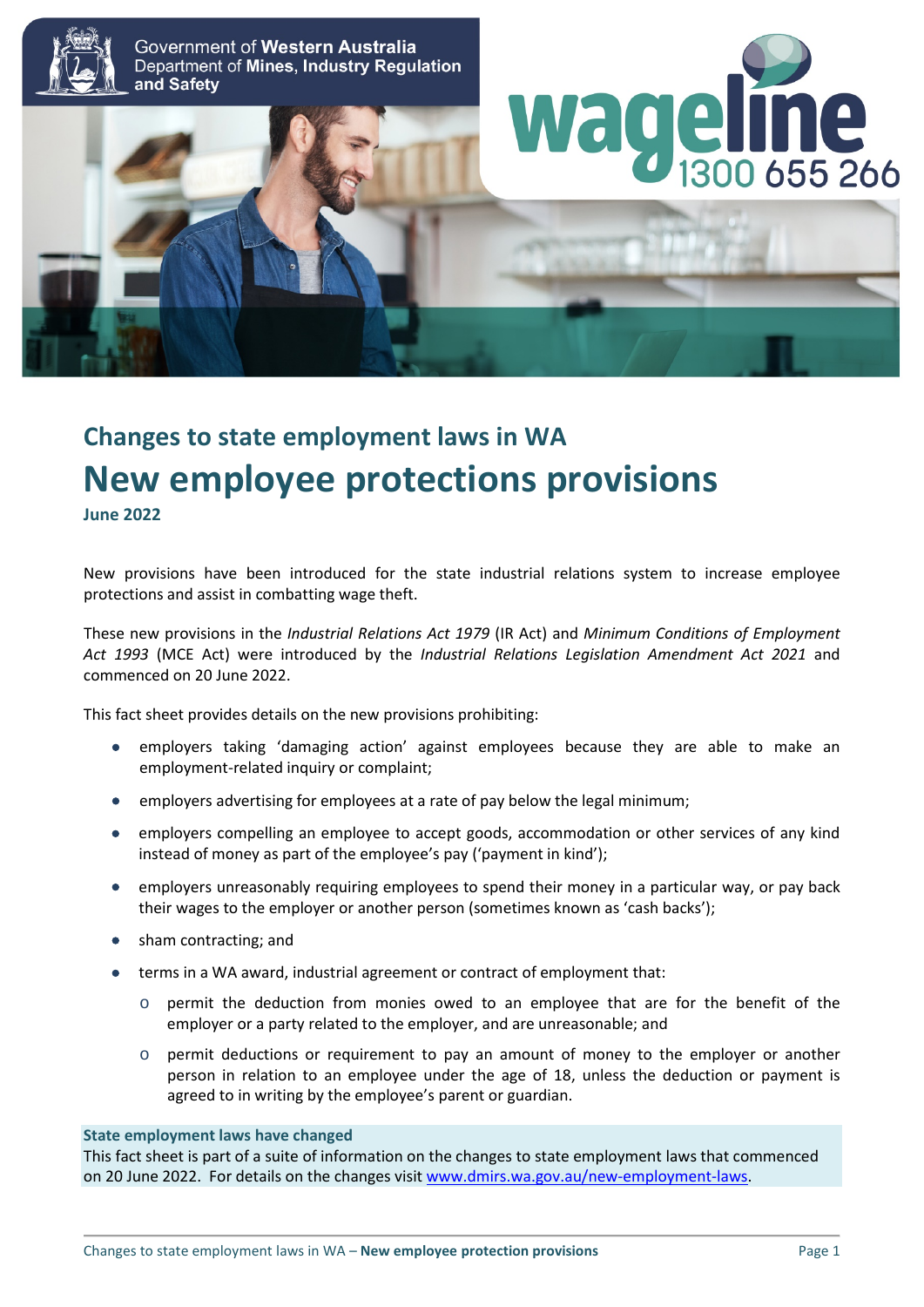Government of **Western Australia**
Department of **Mines, Industry Regulation and Safety**

**wageline 1300 655 266**

## Changes to state employment laws in WA

# New employee protections provisions

**June 2022**

New provisions have been introduced for the state industrial relations system to increase employee protections and assist in combatting wage theft.

These new provisions in the *Industrial Relations Act 1979* (IR Act) and *Minimum Conditions of Employment Act 1993* (MCE Act) were introduced by the *Industrial Relations Legislation Amendment Act 2021* and commenced on 20 June 2022.

This fact sheet provides details on the new provisions prohibiting:

- employers taking 'damaging action' against employees because they are able to make an employment-related inquiry or complaint;
- employers advertising for employees at a rate of pay below the legal minimum;
- employers compelling an employee to accept goods, accommodation or other services of any kind instead of money as part of the employee's pay ('payment in kind');
- employers unreasonably requiring employees to spend their money in a particular way, or pay back their wages to the employer or another person (sometimes known as 'cash backs');
- sham contracting; and
- terms in a WA award, industrial agreement or contract of employment that:
  - permit the deduction from monies owed to an employee that are for the benefit of the employer or a party related to the employer, and are unreasonable; and
  - permit deductions or requirement to pay an amount of money to the employer or another person in relation to an employee under the age of 18, unless the deduction or payment is agreed to in writing by the employee's parent or guardian.

**State employment laws have changed**
This fact sheet is part of a suite of information on the changes to state employment laws that commenced on 20 June 2022. For details on the changes visit www.dmirs.wa.gov.au/new-employment-laws.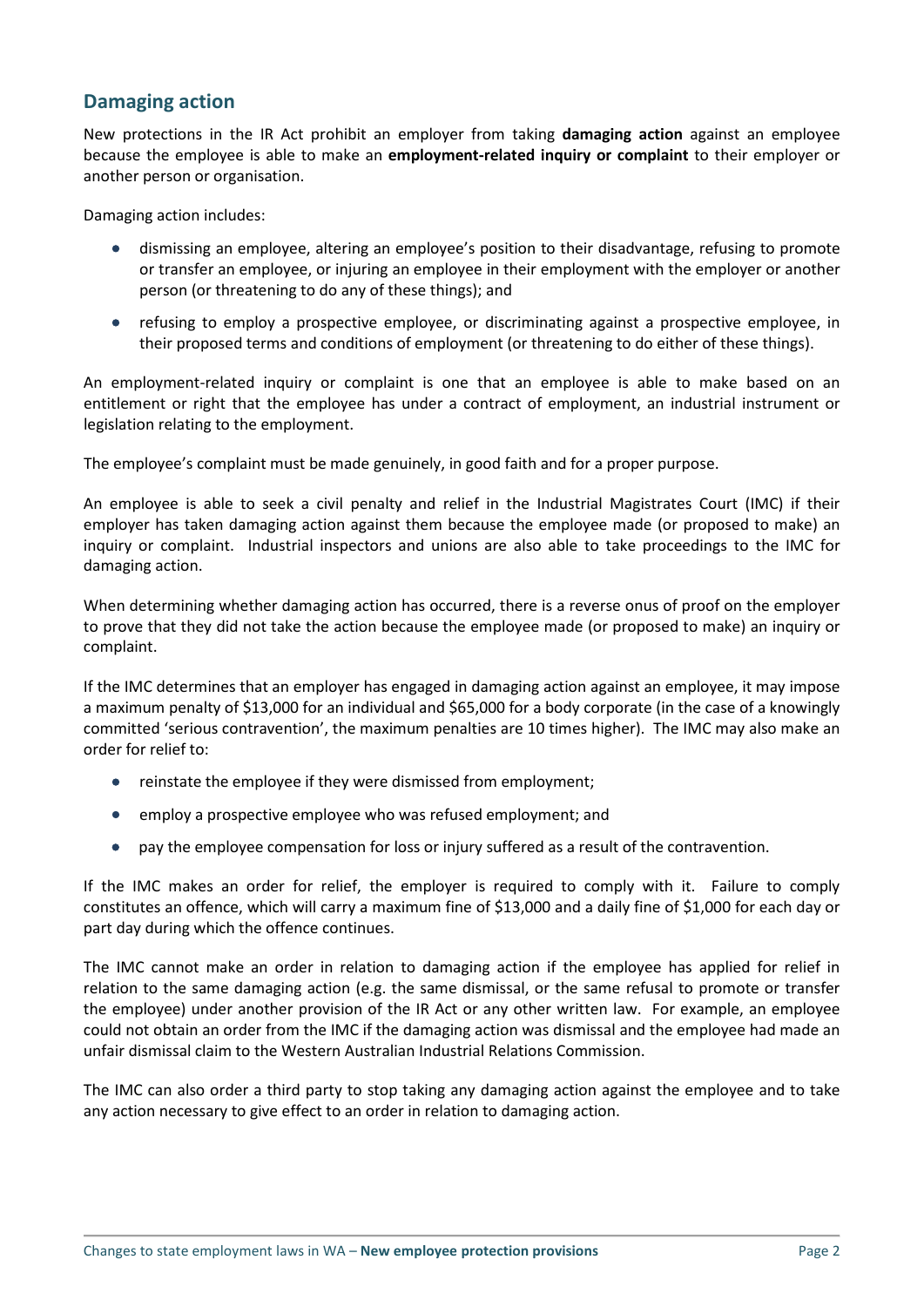## Damaging action

New protections in the IR Act prohibit an employer from taking **damaging action** against an employee because the employee is able to make an **employment-related inquiry or complaint** to their employer or another person or organisation.

Damaging action includes:

- dismissing an employee, altering an employee's position to their disadvantage, refusing to promote or transfer an employee, or injuring an employee in their employment with the employer or another person (or threatening to do any of these things); and
- refusing to employ a prospective employee, or discriminating against a prospective employee, in their proposed terms and conditions of employment (or threatening to do either of these things).

An employment-related inquiry or complaint is one that an employee is able to make based on an entitlement or right that the employee has under a contract of employment, an industrial instrument or legislation relating to the employment.

The employee's complaint must be made genuinely, in good faith and for a proper purpose.

An employee is able to seek a civil penalty and relief in the Industrial Magistrates Court (IMC) if their employer has taken damaging action against them because the employee made (or proposed to make) an inquiry or complaint. Industrial inspectors and unions are also able to take proceedings to the IMC for damaging action.

When determining whether damaging action has occurred, there is a reverse onus of proof on the employer to prove that they did not take the action because the employee made (or proposed to make) an inquiry or complaint.

If the IMC determines that an employer has engaged in damaging action against an employee, it may impose a maximum penalty of $13,000 for an individual and $65,000 for a body corporate (in the case of a knowingly committed 'serious contravention', the maximum penalties are 10 times higher). The IMC may also make an order for relief to:

- reinstate the employee if they were dismissed from employment;
- employ a prospective employee who was refused employment; and
- pay the employee compensation for loss or injury suffered as a result of the contravention.

If the IMC makes an order for relief, the employer is required to comply with it. Failure to comply constitutes an offence, which will carry a maximum fine of $13,000 and a daily fine of $1,000 for each day or part day during which the offence continues.

The IMC cannot make an order in relation to damaging action if the employee has applied for relief in relation to the same damaging action (e.g. the same dismissal, or the same refusal to promote or transfer the employee) under another provision of the IR Act or any other written law. For example, an employee could not obtain an order from the IMC if the damaging action was dismissal and the employee had made an unfair dismissal claim to the Western Australian Industrial Relations Commission.

The IMC can also order a third party to stop taking any damaging action against the employee and to take any action necessary to give effect to an order in relation to damaging action.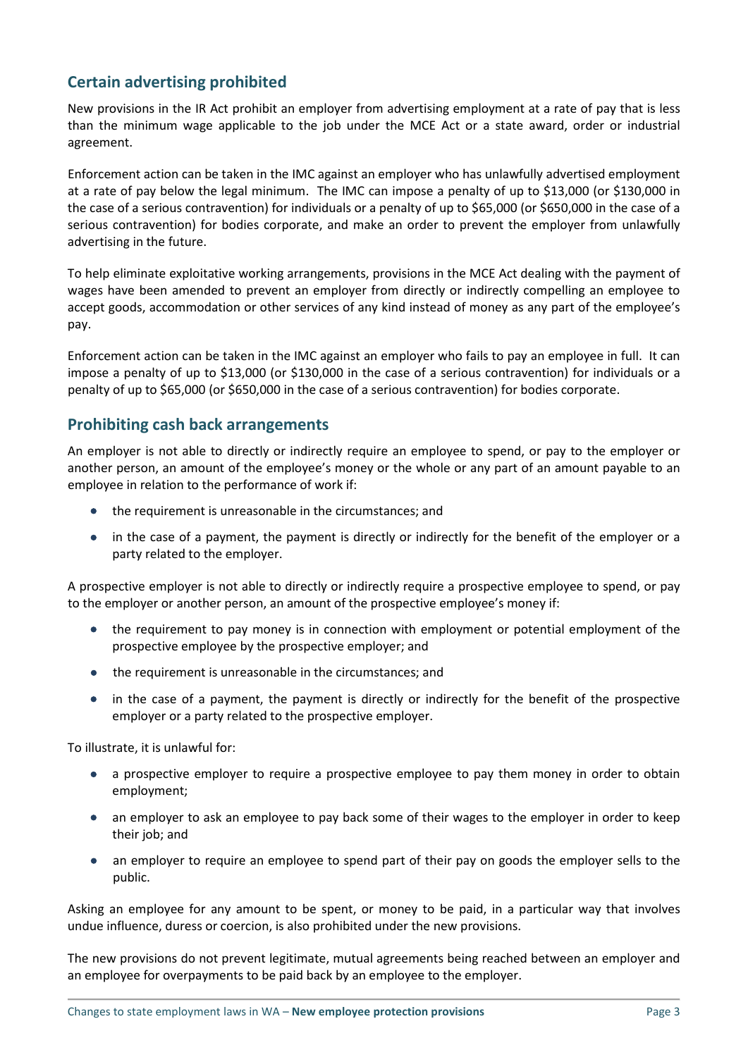## Certain advertising prohibited

New provisions in the IR Act prohibit an employer from advertising employment at a rate of pay that is less than the minimum wage applicable to the job under the MCE Act or a state award, order or industrial agreement.

Enforcement action can be taken in the IMC against an employer who has unlawfully advertised employment at a rate of pay below the legal minimum. The IMC can impose a penalty of up to $13,000 (or $130,000 in the case of a serious contravention) for individuals or a penalty of up to $65,000 (or $650,000 in the case of a serious contravention) for bodies corporate, and make an order to prevent the employer from unlawfully advertising in the future.

To help eliminate exploitative working arrangements, provisions in the MCE Act dealing with the payment of wages have been amended to prevent an employer from directly or indirectly compelling an employee to accept goods, accommodation or other services of any kind instead of money as any part of the employee's pay.

Enforcement action can be taken in the IMC against an employer who fails to pay an employee in full. It can impose a penalty of up to $13,000 (or $130,000 in the case of a serious contravention) for individuals or a penalty of up to $65,000 (or $650,000 in the case of a serious contravention) for bodies corporate.

## Prohibiting cash back arrangements

An employer is not able to directly or indirectly require an employee to spend, or pay to the employer or another person, an amount of the employee's money or the whole or any part of an amount payable to an employee in relation to the performance of work if:

- the requirement is unreasonable in the circumstances; and
- in the case of a payment, the payment is directly or indirectly for the benefit of the employer or a party related to the employer.

A prospective employer is not able to directly or indirectly require a prospective employee to spend, or pay to the employer or another person, an amount of the prospective employee's money if:

- the requirement to pay money is in connection with employment or potential employment of the prospective employee by the prospective employer; and
- the requirement is unreasonable in the circumstances; and
- in the case of a payment, the payment is directly or indirectly for the benefit of the prospective employer or a party related to the prospective employer.

To illustrate, it is unlawful for:

- a prospective employer to require a prospective employee to pay them money in order to obtain employment;
- an employer to ask an employee to pay back some of their wages to the employer in order to keep their job; and
- an employer to require an employee to spend part of their pay on goods the employer sells to the public.

Asking an employee for any amount to be spent, or money to be paid, in a particular way that involves undue influence, duress or coercion, is also prohibited under the new provisions.

The new provisions do not prevent legitimate, mutual agreements being reached between an employer and an employee for overpayments to be paid back by an employee to the employer.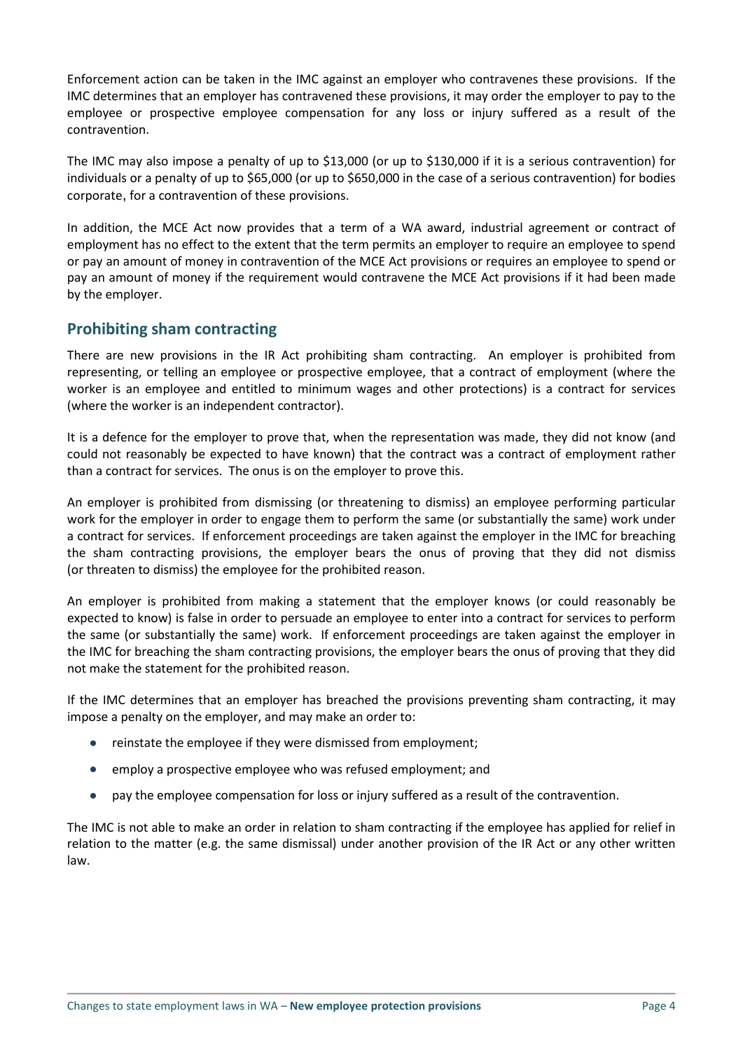Enforcement action can be taken in the IMC against an employer who contravenes these provisions. If the IMC determines that an employer has contravened these provisions, it may order the employer to pay to the employee or prospective employee compensation for any loss or injury suffered as a result of the contravention.

The IMC may also impose a penalty of up to $13,000 (or up to $130,000 if it is a serious contravention) for individuals or a penalty of up to $65,000 (or up to $650,000 in the case of a serious contravention) for bodies corporate, for a contravention of these provisions.

In addition, the MCE Act now provides that a term of a WA award, industrial agreement or contract of employment has no effect to the extent that the term permits an employer to require an employee to spend or pay an amount of money in contravention of the MCE Act provisions or requires an employee to spend or pay an amount of money if the requirement would contravene the MCE Act provisions if it had been made by the employer.

## Prohibiting sham contracting

There are new provisions in the IR Act prohibiting sham contracting. An employer is prohibited from representing, or telling an employee or prospective employee, that a contract of employment (where the worker is an employee and entitled to minimum wages and other protections) is a contract for services (where the worker is an independent contractor).

It is a defence for the employer to prove that, when the representation was made, they did not know (and could not reasonably be expected to have known) that the contract was a contract of employment rather than a contract for services. The onus is on the employer to prove this.

An employer is prohibited from dismissing (or threatening to dismiss) an employee performing particular work for the employer in order to engage them to perform the same (or substantially the same) work under a contract for services. If enforcement proceedings are taken against the employer in the IMC for breaching the sham contracting provisions, the employer bears the onus of proving that they did not dismiss (or threaten to dismiss) the employee for the prohibited reason.

An employer is prohibited from making a statement that the employer knows (or could reasonably be expected to know) is false in order to persuade an employee to enter into a contract for services to perform the same (or substantially the same) work. If enforcement proceedings are taken against the employer in the IMC for breaching the sham contracting provisions, the employer bears the onus of proving that they did not make the statement for the prohibited reason.

If the IMC determines that an employer has breached the provisions preventing sham contracting, it may impose a penalty on the employer, and may make an order to:

- reinstate the employee if they were dismissed from employment;
- employ a prospective employee who was refused employment; and
- pay the employee compensation for loss or injury suffered as a result of the contravention.

The IMC is not able to make an order in relation to sham contracting if the employee has applied for relief in relation to the matter (e.g. the same dismissal) under another provision of the IR Act or any other written law.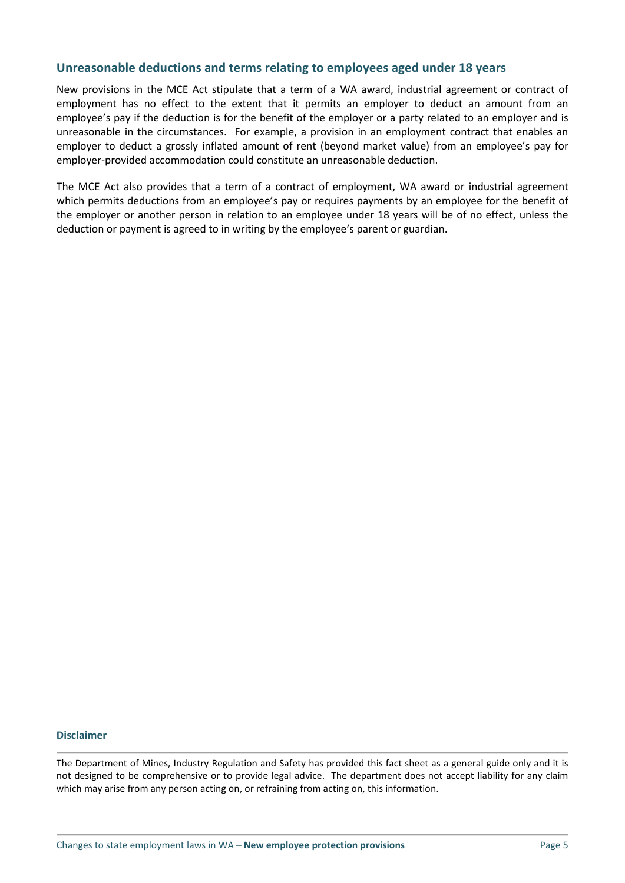## Unreasonable deductions and terms relating to employees aged under 18 years

New provisions in the MCE Act stipulate that a term of a WA award, industrial agreement or contract of employment has no effect to the extent that it permits an employer to deduct an amount from an employee's pay if the deduction is for the benefit of the employer or a party related to an employer and is unreasonable in the circumstances. For example, a provision in an employment contract that enables an employer to deduct a grossly inflated amount of rent (beyond market value) from an employee's pay for employer-provided accommodation could constitute an unreasonable deduction.

The MCE Act also provides that a term of a contract of employment, WA award or industrial agreement which permits deductions from an employee's pay or requires payments by an employee for the benefit of the employer or another person in relation to an employee under 18 years will be of no effect, unless the deduction or payment is agreed to in writing by the employee's parent or guardian.

#### Disclaimer

The Department of Mines, Industry Regulation and Safety has provided this fact sheet as a general guide only and it is not designed to be comprehensive or to provide legal advice. The department does not accept liability for any claim which may arise from any person acting on, or refraining from acting on, this information.